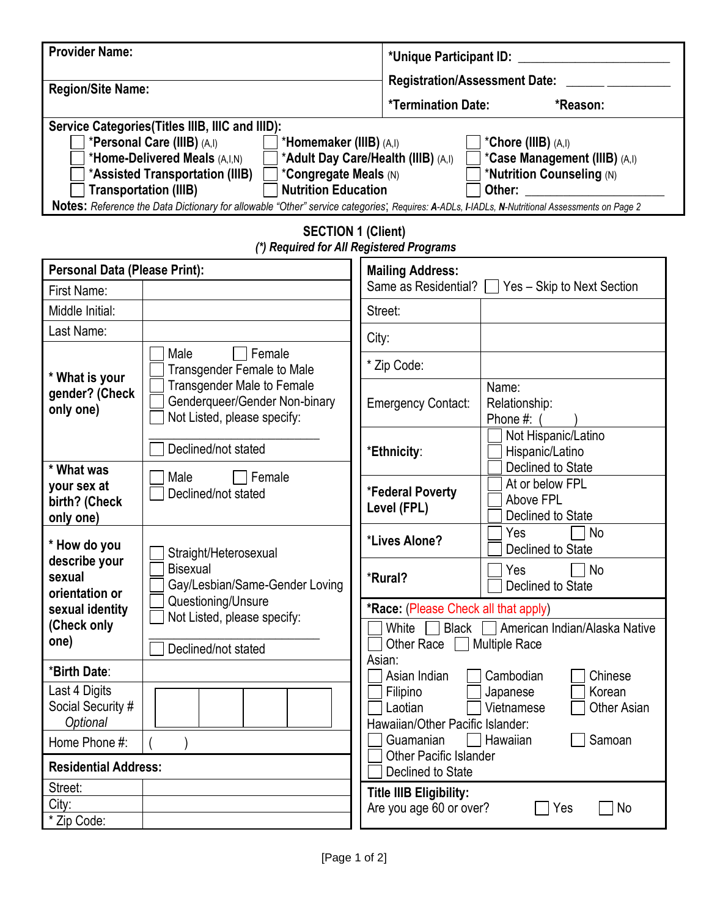| **Provider Name:** | ***Unique Participant ID:** ______________________ |
|---|---|
| **Region/Site Name:** | **Registration/Assessment Date:** ______ __________ |
| | ***Termination Date:** ***Reason:** |

**Service Categories(Titles IIIB, IIIC and IIID):**

- ☐ ***Personal Care (IIIB)** (A,I)
- ☐ ***Homemaker (IIIB)** (A,I)
- ☐ ***Chore (IIIB)** (A,I)
- ☐ ***Home-Delivered Meals** (A,I,N)
- ☐ ***Adult Day Care/Health (IIIB)** (A,I)
- ☐ ***Case Management (IIIB)** (A,I)
- ☐ ***Assisted Transportation (IIIB)**
- ☐ ***Congregate Meals** (N)
- ☐ ***Nutrition Counseling** (N)
- ☐ **Transportation (IIIB)**
- ☐ **Nutrition Education**
- ☐ **Other:** ______________________

**Notes:** *Reference the Data Dictionary for allowable "Other" service categories*; *Requires:* ***A**-ADLs,* ***I**-IADLs,* ***N**-Nutritional Assessments on Page 2*

## SECTION 1 (Client)

***(*) Required for All Registered Programs***

| **Personal Data (Please Print):** | |
|---|---|
| First Name: | |
| Middle Initial: | |
| Last Name: | |
| *** What is your gender? (Check only one)** | ☐ Male ☐ Female<br>☐ Transgender Female to Male<br>☐ Transgender Male to Female<br>☐ Genderqueer/Gender Non-binary<br>☐ Not Listed, please specify: ______________<br>☐ Declined/not stated |
| *** What was your sex at birth? (Check only one)** | ☐ Male ☐ Female<br>☐ Declined/not stated |
| *** How do you describe your sexual orientation or sexual identity (Check only one)** | ☐ Straight/Heterosexual<br>☐ Bisexual<br>☐ Gay/Lesbian/Same-Gender Loving<br>☐ Questioning/Unsure<br>☐ Not Listed, please specify: ______________<br>☐ Declined/not stated |
| ***Birth Date**: | |
| Last 4 Digits Social Security # *Optional* | ☐☐☐☐ |
| Home Phone #: | (     ) |
| **Residential Address:** | |
| Street: | |
| City: | |
| * Zip Code: | |

| **Mailing Address:**<br>Same as Residential? ☐ Yes – Skip to Next Section | |
|---|---|
| Street: | |
| City: | |
| * Zip Code: | |
| Emergency Contact: | Name:<br>Relationship:<br>Phone #: (     ) |
| ***Ethnicity**: | ☐ Not Hispanic/Latino<br>☐ Hispanic/Latino<br>☐ Declined to State |
| ***Federal Poverty Level (FPL)** | ☐ At or below FPL<br>☐ Above FPL<br>☐ Declined to State |
| ***Lives Alone?** | ☐ Yes ☐ No<br>☐ Declined to State |
| ***Rural?** | ☐ Yes ☐ No<br>☐ Declined to State |

***Race:** (Please Check all that apply)

☐ White ☐ Black ☐ American Indian/Alaska Native
☐ Other Race ☐ Multiple Race

Asian:
☐ Asian Indian ☐ Cambodian ☐ Chinese
☐ Filipino ☐ Japanese ☐ Korean
☐ Laotian ☐ Vietnamese ☐ Other Asian

Hawaiian/Other Pacific Islander:
☐ Guamanian ☐ Hawaiian ☐ Samoan
☐ Other Pacific Islander
☐ Declined to State

**Title IIIB Eligibility:**
Are you age 60 or over? ☐ Yes ☐ No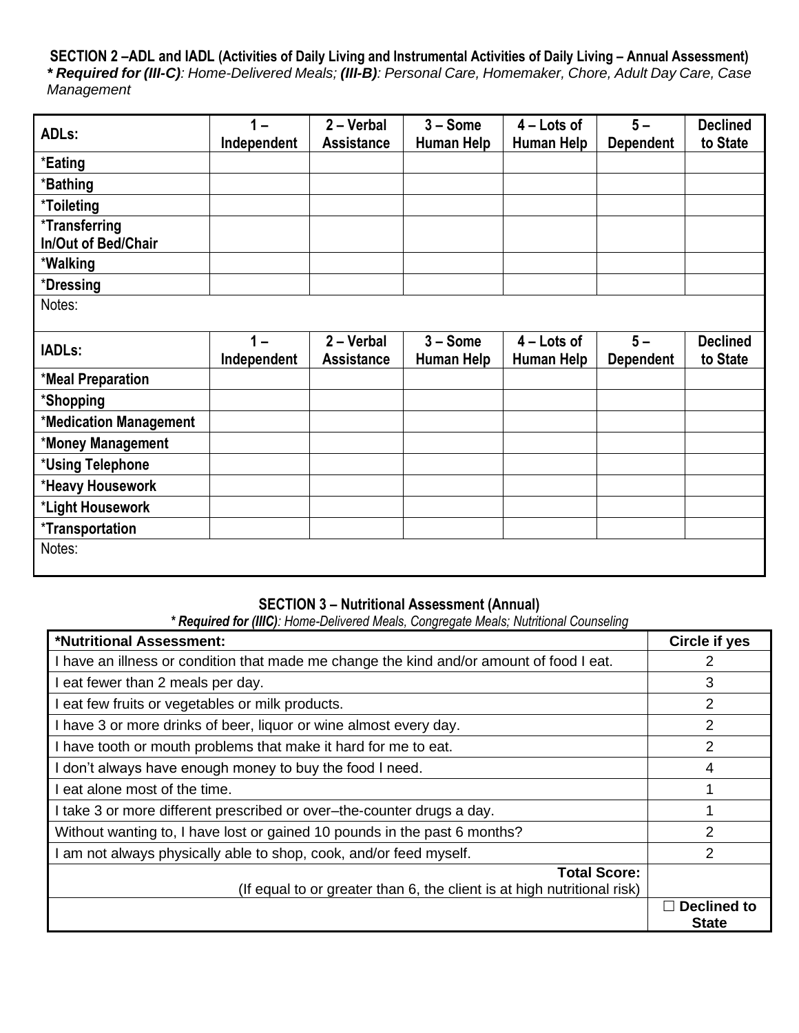**SECTION 2 –ADL and IADL (Activities of Daily Living and Instrumental Activities of Daily Living – Annual Assessment)**
***\* Required for (III-C)**: Home-Delivered Meals; **(III-B)**: Personal Care, Homemaker, Chore, Adult Day Care, Case Management*

| ADLs: | 1 – Independent | 2 – Verbal Assistance | 3 – Some Human Help | 4 – Lots of Human Help | 5 – Dependent | Declined to State |
|---|---|---|---|---|---|---|
| *Eating | | | | | | |
| *Bathing | | | | | | |
| *Toileting | | | | | | |
| *Transferring In/Out of Bed/Chair | | | | | | |
| *Walking | | | | | | |
| *Dressing | | | | | | |
| Notes: | | | | | | |

| IADLs: | 1 – Independent | 2 – Verbal Assistance | 3 – Some Human Help | 4 – Lots of Human Help | 5 – Dependent | Declined to State |
|---|---|---|---|---|---|---|
| *Meal Preparation | | | | | | |
| *Shopping | | | | | | |
| *Medication Management | | | | | | |
| *Money Management | | | | | | |
| *Using Telephone | | | | | | |
| *Heavy Housework | | | | | | |
| *Light Housework | | | | | | |
| *Transportation | | | | | | |
| Notes: | | | | | | |

**SECTION 3 – Nutritional Assessment (Annual)**
***\* Required for (IIIC)**: Home-Delivered Meals, Congregate Meals; Nutritional Counseling*

| *Nutritional Assessment: | Circle if yes |
|---|---|
| I have an illness or condition that made me change the kind and/or amount of food I eat. | 2 |
| I eat fewer than 2 meals per day. | 3 |
| I eat few fruits or vegetables or milk products. | 2 |
| I have 3 or more drinks of beer, liquor or wine almost every day. | 2 |
| I have tooth or mouth problems that make it hard for me to eat. | 2 |
| I don't always have enough money to buy the food I need. | 4 |
| I eat alone most of the time. | 1 |
| I take 3 or more different prescribed or over–the-counter drugs a day. | 1 |
| Without wanting to, I have lost or gained 10 pounds in the past 6 months? | 2 |
| I am not always physically able to shop, cook, and/or feed myself. | 2 |
| **Total Score:** (If equal to or greater than 6, the client is at high nutritional risk) | |
| | ☐ **Declined to State** |